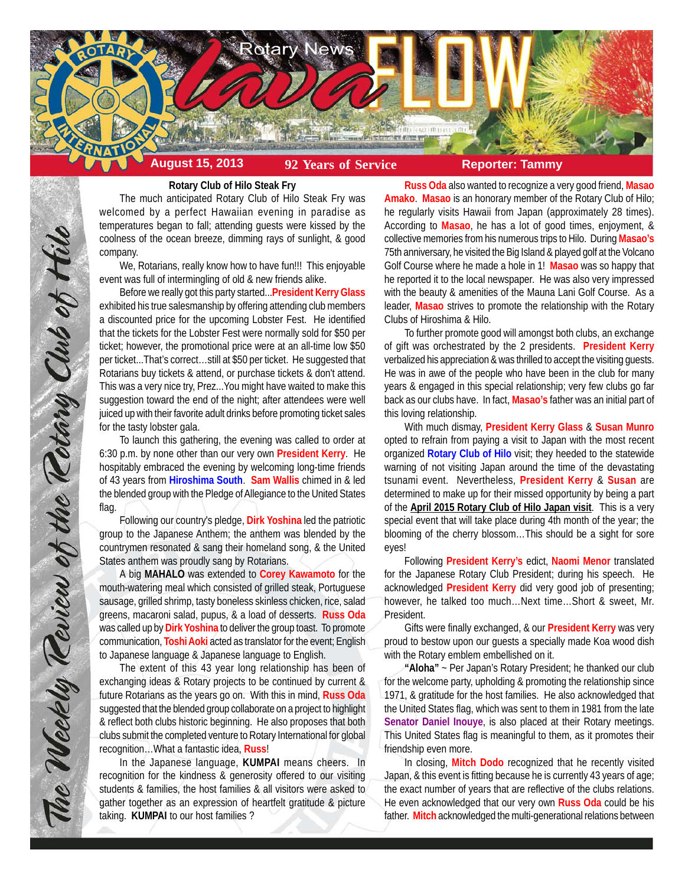# Rotary News lava FLOW

**August 15, 2013** | **92 Years of Service** | **Reporter: Tammy**

*The Weekly Review of the Rotary Club of Hilo*

### Rotary Club of Hilo Steak Fry

The much anticipated Rotary Club of Hilo Steak Fry was welcomed by a perfect Hawaiian evening in paradise as temperatures began to fall; attending guests were kissed by the coolness of the ocean breeze, dimming rays of sunlight, & good company.

We, Rotarians, really know how to have fun!!! This enjoyable event was full of intermingling of old & new friends alike.

Before we really got this party started...**President Kerry Glass** exhibited his true salesmanship by offering attending club members a discounted price for the upcoming Lobster Fest. He identified that the tickets for the Lobster Fest were normally sold for $50 per ticket; however, the promotional price were at an all-time low $50 per ticket...That's correct…still at $50 per ticket. He suggested that Rotarians buy tickets & attend, or purchase tickets & don't attend. This was a very nice try, Prez...You might have waited to make this suggestion toward the end of the night; after attendees were well juiced up with their favorite adult drinks before promoting ticket sales for the tasty lobster gala.

To launch this gathering, the evening was called to order at 6:30 p.m. by none other than our very own **President Kerry**. He hospitably embraced the evening by welcoming long-time friends of 43 years from **Hiroshima South**. **Sam Wallis** chimed in & led the blended group with the Pledge of Allegiance to the United States flag.

Following our country's pledge, **Dirk Yoshina** led the patriotic group to the Japanese Anthem; the anthem was blended by the countrymen resonated & sang their homeland song, & the United States anthem was proudly sang by Rotarians.

A big **MAHALO** was extended to **Corey Kawamoto** for the mouth-watering meal which consisted of grilled steak, Portuguese sausage, grilled shrimp, tasty boneless skinless chicken, rice, salad greens, macaroni salad, pupus, & a load of desserts. **Russ Oda** was called up by **Dirk Yoshina** to deliver the group toast. To promote communication, **Toshi Aoki** acted as translator for the event; English to Japanese language & Japanese language to English.

The extent of this 43 year long relationship has been of exchanging ideas & Rotary projects to be continued by current & future Rotarians as the years go on. With this in mind, **Russ Oda** suggested that the blended group collaborate on a project to highlight & reflect both clubs historic beginning. He also proposes that both clubs submit the completed venture to Rotary International for global recognition…What a fantastic idea, **Russ**!

In the Japanese language, **KUMPAI** means cheers. In recognition for the kindness & generosity offered to our visiting students & families, the host families & all visitors were asked to gather together as an expression of heartfelt gratitude & picture taking. **KUMPAI** to our host families ?

**Russ Oda** also wanted to recognize a very good friend, **Masao Amako**. **Masao** is an honorary member of the Rotary Club of Hilo; he regularly visits Hawaii from Japan (approximately 28 times). According to **Masao**, he has a lot of good times, enjoyment, & collective memories from his numerous trips to Hilo. During **Masao's** 75th anniversary, he visited the Big Island & played golf at the Volcano Golf Course where he made a hole in 1! **Masao** was so happy that he reported it to the local newspaper. He was also very impressed with the beauty & amenities of the Mauna Lani Golf Course. As a leader, **Masao** strives to promote the relationship with the Rotary Clubs of Hiroshima & Hilo.

To further promote good will amongst both clubs, an exchange of gift was orchestrated by the 2 presidents. **President Kerry** verbalized his appreciation & was thrilled to accept the visiting guests. He was in awe of the people who have been in the club for many years & engaged in this special relationship; very few clubs go far back as our clubs have. In fact, **Masao's** father was an initial part of this loving relationship.

With much dismay, **President Kerry Glass** & **Susan Munro** opted to refrain from paying a visit to Japan with the most recent organized **Rotary Club of Hilo** visit; they heeded to the statewide warning of not visiting Japan around the time of the devastating tsunami event. Nevertheless, **President Kerry** & **Susan** are determined to make up for their missed opportunity by being a part of the **April 2015 Rotary Club of Hilo Japan visit**. This is a very special event that will take place during 4th month of the year; the blooming of the cherry blossom…This should be a sight for sore eyes!

Following **President Kerry's** edict, **Naomi Menor** translated for the Japanese Rotary Club President; during his speech. He acknowledged **President Kerry** did very good job of presenting; however, he talked too much…Next time…Short & sweet, Mr. President.

Gifts were finally exchanged, & our **President Kerry** was very proud to bestow upon our guests a specially made Koa wood dish with the Rotary emblem embellished on it.

**"Aloha"** ~ Per Japan's Rotary President; he thanked our club for the welcome party, upholding & promoting the relationship since 1971, & gratitude for the host families. He also acknowledged that the United States flag, which was sent to them in 1981 from the late **Senator Daniel Inouye**, is also placed at their Rotary meetings. This United States flag is meaningful to them, as it promotes their friendship even more.

In closing, **Mitch Dodo** recognized that he recently visited Japan, & this event is fitting because he is currently 43 years of age; the exact number of years that are reflective of the clubs relations. He even acknowledged that our very own **Russ Oda** could be his father. **Mitch** acknowledged the multi-generational relations between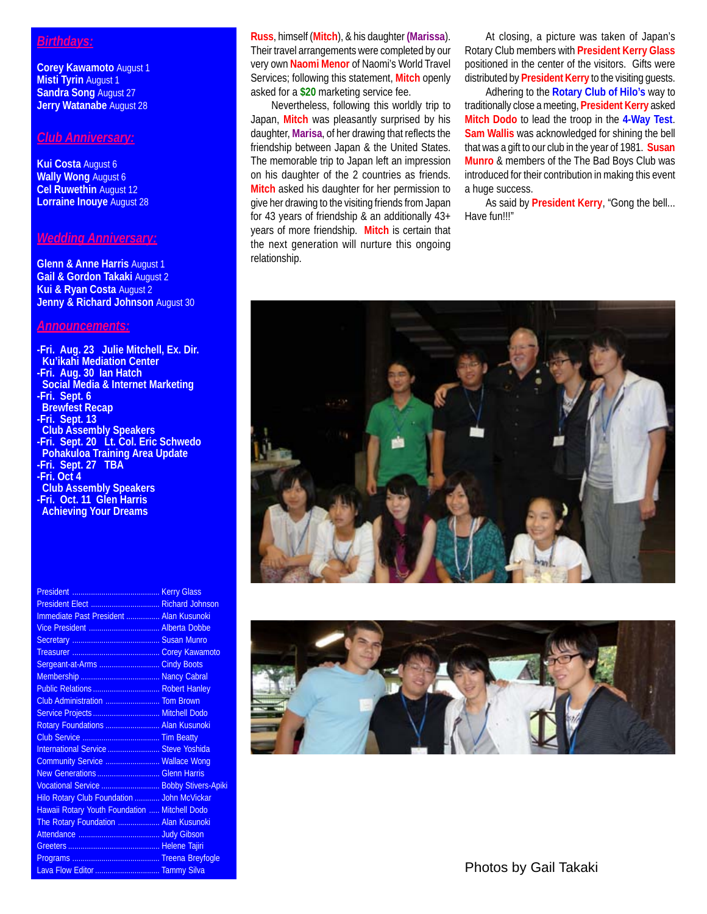## Birthdays:

**Corey Kawamoto** August 1
**Misti Tyrin** August 1
**Sandra Song** August 27
**Jerry Watanabe** August 28

## Club Anniversary:

**Kui Costa** August 6
**Wally Wong** August 6
**Cel Ruwethin** August 12
**Lorraine Inouye** August 28

## Wedding Anniversary:

**Glenn & Anne Harris** August 1
**Gail & Gordon Takaki** August 2
**Kui & Ryan Costa** August 2
**Jenny & Richard Johnson** August 30

## Announcements:

**-Fri. Aug. 23 Julie Mitchell, Ex. Dir.**
**Ku'ikahi Mediation Center**
**-Fri. Aug. 30 Ian Hatch**
**Social Media & Internet Marketing**
**-Fri. Sept. 6**
**Brewfest Recap**
**-Fri. Sept. 13**
**Club Assembly Speakers**
**-Fri. Sept. 20 Lt. Col. Eric Schwedo**
**Pohakuloa Training Area Update**
**-Fri. Sept. 27 TBA**
**-Fri. Oct 4**
**Club Assembly Speakers**
**-Fri. Oct. 11 Glen Harris**
**Achieving Your Dreams**

| | |
|---|---|
| President | Kerry Glass |
| President Elect | Richard Johnson |
| Immediate Past President | Alan Kusunoki |
| Vice President | Alberta Dobbe |
| Secretary | Susan Munro |
| Treasurer | Corey Kawamoto |
| Sergeant-at-Arms | Cindy Boots |
| Membership | Nancy Cabral |
| Public Relations | Robert Hanley |
| Club Administration | Tom Brown |
| Service Projects | Mitchell Dodo |
| Rotary Foundations | Alan Kusunoki |
| Club Service | Tim Beatty |
| International Service | Steve Yoshida |
| Community Service | Wallace Wong |
| New Generations | Glenn Harris |
| Vocational Service | Bobby Stivers-Apiki |
| Hilo Rotary Club Foundation | John McVickar |
| Hawaii Rotary Youth Foundation | Mitchell Dodo |
| The Rotary Foundation | Alan Kusunoki |
| Attendance | Judy Gibson |
| Greeters | Helene Tajiri |
| Programs | Treena Breyfogle |
| Lava Flow Editor | Tammy Silva |

**Russ**, himself (**Mitch**), & his daughter (**Marissa**). Their travel arrangements were completed by our very own **Naomi Menor** of Naomi's World Travel Services; following this statement, **Mitch** openly asked for a **$20** marketing service fee.

Nevertheless, following this worldly trip to Japan, **Mitch** was pleasantly surprised by his daughter, **Marisa**, of her drawing that reflects the friendship between Japan & the United States. The memorable trip to Japan left an impression on his daughter of the 2 countries as friends. **Mitch** asked his daughter for her permission to give her drawing to the visiting friends from Japan for 43 years of friendship & an additionally 43+ years of more friendship. **Mitch** is certain that the next generation will nurture this ongoing relationship.

At closing, a picture was taken of Japan's Rotary Club members with **President Kerry Glass** positioned in the center of the visitors. Gifts were distributed by **President Kerry** to the visiting guests.

Adhering to the **Rotary Club of Hilo's** way to traditionally close a meeting, **President Kerry** asked **Mitch Dodo** to lead the troop in the **4-Way Test**. **Sam Wallis** was acknowledged for shining the bell that was a gift to our club in the year of 1981. **Susan Munro** & members of the The Bad Boys Club was introduced for their contribution in making this event a huge success.

As said by **President Kerry**, "Gong the bell... Have fun!!!"

Photos by Gail Takaki